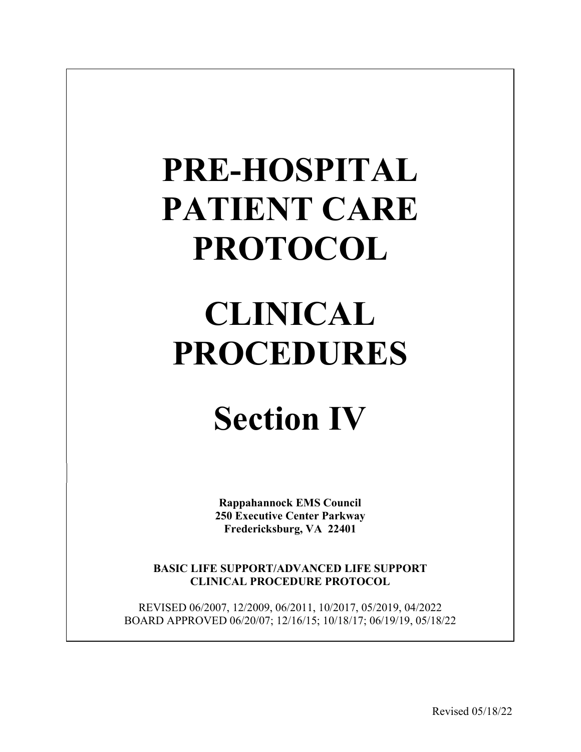# PRE-HOSPITAL PATIENT CARE PROTOCOL

# CLINICAL PROCEDURES

# Section IV

**Rappahannock EMS Council**
**250 Executive Center Parkway**
**Fredericksburg, VA 22401**

**BASIC LIFE SUPPORT/ADVANCED LIFE SUPPORT CLINICAL PROCEDURE PROTOCOL**

REVISED 06/2007, 12/2009, 06/2011, 10/2017, 05/2019, 04/2022
BOARD APPROVED 06/20/07; 12/16/15; 10/18/17; 06/19/19, 05/18/22

Revised 05/18/22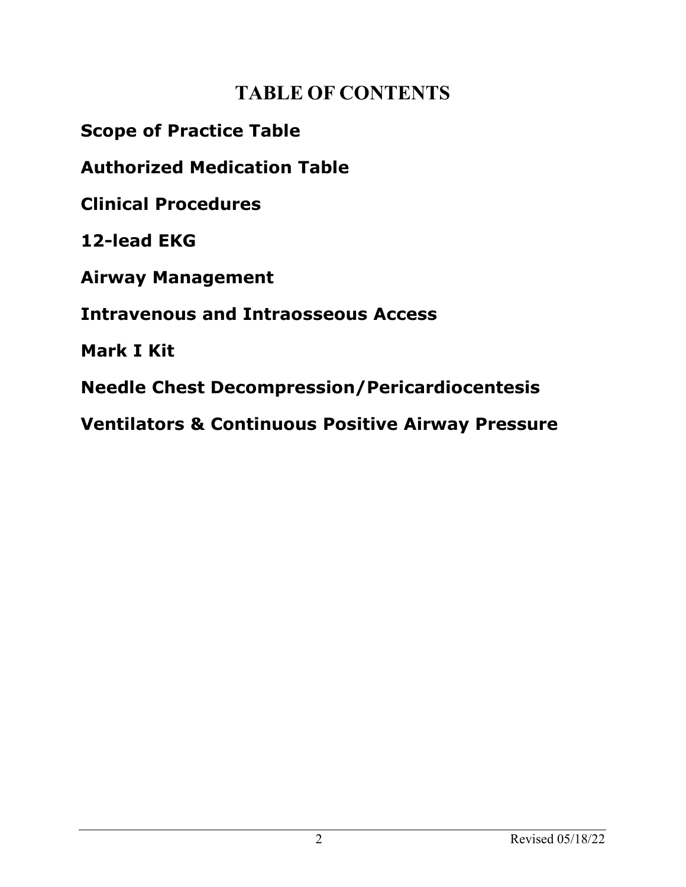# TABLE OF CONTENTS

**Scope of Practice Table**

**Authorized Medication Table**

**Clinical Procedures**

**12-lead EKG**

**Airway Management**

**Intravenous and Intraosseous Access**

**Mark I Kit**

**Needle Chest Decompression/Pericardiocentesis**

**Ventilators & Continuous Positive Airway Pressure**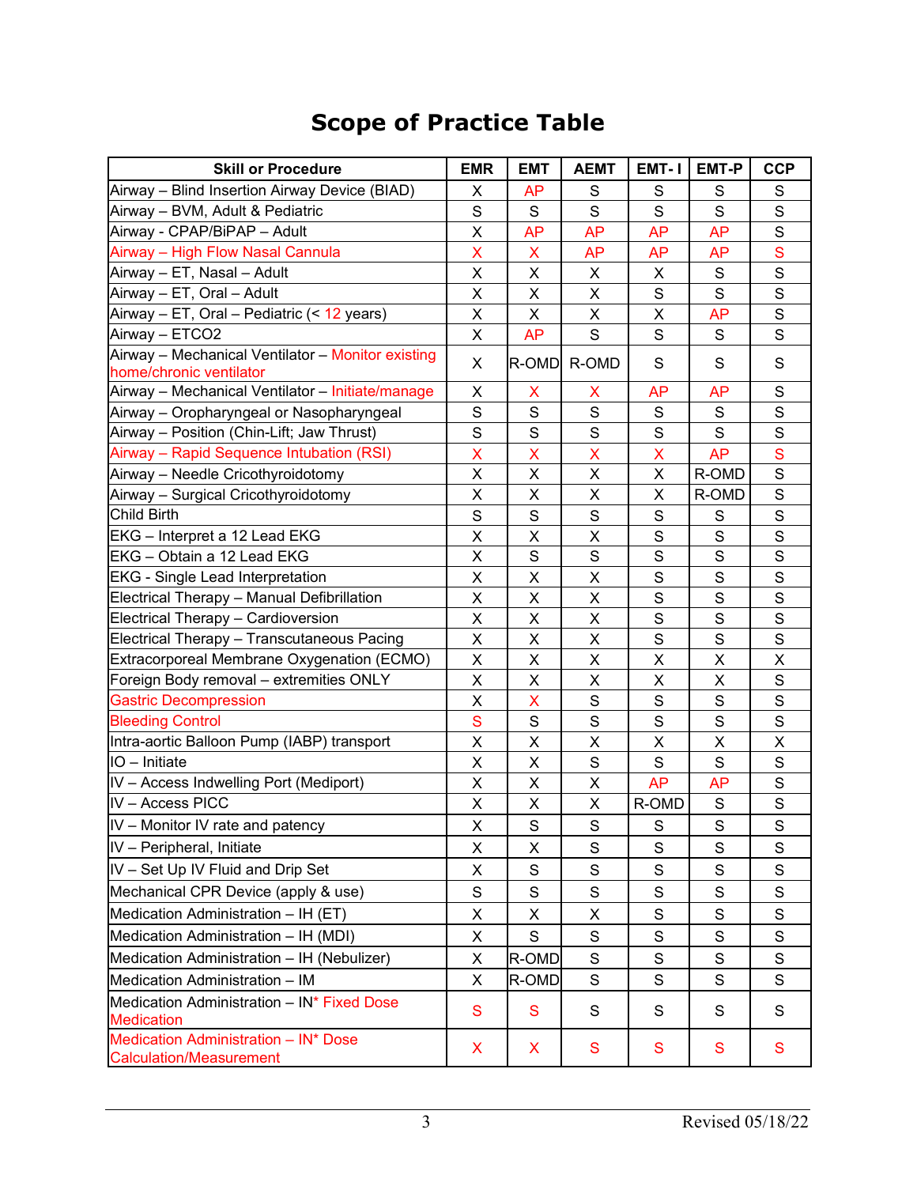# Scope of Practice Table

| Skill or Procedure | EMR | EMT | AEMT | EMT- I | EMT-P | CCP |
|---|---|---|---|---|---|---|
| Airway – Blind Insertion Airway Device (BIAD) | X | AP | S | S | S | S |
| Airway – BVM, Adult & Pediatric | S | S | S | S | S | S |
| Airway - CPAP/BiPAP – Adult | X | AP | AP | AP | AP | S |
| Airway – High Flow Nasal Cannula | X | X | AP | AP | AP | S |
| Airway – ET, Nasal – Adult | X | X | X | X | S | S |
| Airway – ET, Oral – Adult | X | X | X | S | S | S |
| Airway – ET, Oral – Pediatric (< 12 years) | X | X | X | X | AP | S |
| Airway – ETCO2 | X | AP | S | S | S | S |
| Airway – Mechanical Ventilator – Monitor existing home/chronic ventilator | X | R-OMD | R-OMD | S | S | S |
| Airway – Mechanical Ventilator – Initiate/manage | X | X | X | AP | AP | S |
| Airway – Oropharyngeal or Nasopharyngeal | S | S | S | S | S | S |
| Airway – Position (Chin-Lift; Jaw Thrust) | S | S | S | S | S | S |
| Airway – Rapid Sequence Intubation (RSI) | X | X | X | X | AP | S |
| Airway – Needle Cricothyroidotomy | X | X | X | X | R-OMD | S |
| Airway – Surgical Cricothyroidotomy | X | X | X | X | R-OMD | S |
| Child Birth | S | S | S | S | S | S |
| EKG – Interpret a 12 Lead EKG | X | X | X | S | S | S |
| EKG – Obtain a 12 Lead EKG | X | S | S | S | S | S |
| EKG - Single Lead Interpretation | X | X | X | S | S | S |
| Electrical Therapy – Manual Defibrillation | X | X | X | S | S | S |
| Electrical Therapy – Cardioversion | X | X | X | S | S | S |
| Electrical Therapy – Transcutaneous Pacing | X | X | X | S | S | S |
| Extracorporeal Membrane Oxygenation (ECMO) | X | X | X | X | X | X |
| Foreign Body removal – extremities ONLY | X | X | X | X | X | S |
| Gastric Decompression | X | X | S | S | S | S |
| Bleeding Control | S | S | S | S | S | S |
| Intra-aortic Balloon Pump (IABP) transport | X | X | X | X | X | X |
| IO – Initiate | X | X | S | S | S | S |
| IV – Access Indwelling Port (Mediport) | X | X | X | AP | AP | S |
| IV – Access PICC | X | X | X | R-OMD | S | S |
| IV – Monitor IV rate and patency | X | S | S | S | S | S |
| IV – Peripheral, Initiate | X | X | S | S | S | S |
| IV – Set Up IV Fluid and Drip Set | X | S | S | S | S | S |
| Mechanical CPR Device (apply & use) | S | S | S | S | S | S |
| Medication Administration – IH (ET) | X | X | X | S | S | S |
| Medication Administration – IH (MDI) | X | S | S | S | S | S |
| Medication Administration – IH (Nebulizer) | X | R-OMD | S | S | S | S |
| Medication Administration – IM | X | R-OMD | S | S | S | S |
| Medication Administration – IN* Fixed Dose Medication | S | S | S | S | S | S |
| Medication Administration – IN* Dose Calculation/Measurement | X | X | S | S | S | S |

Revised 05/18/22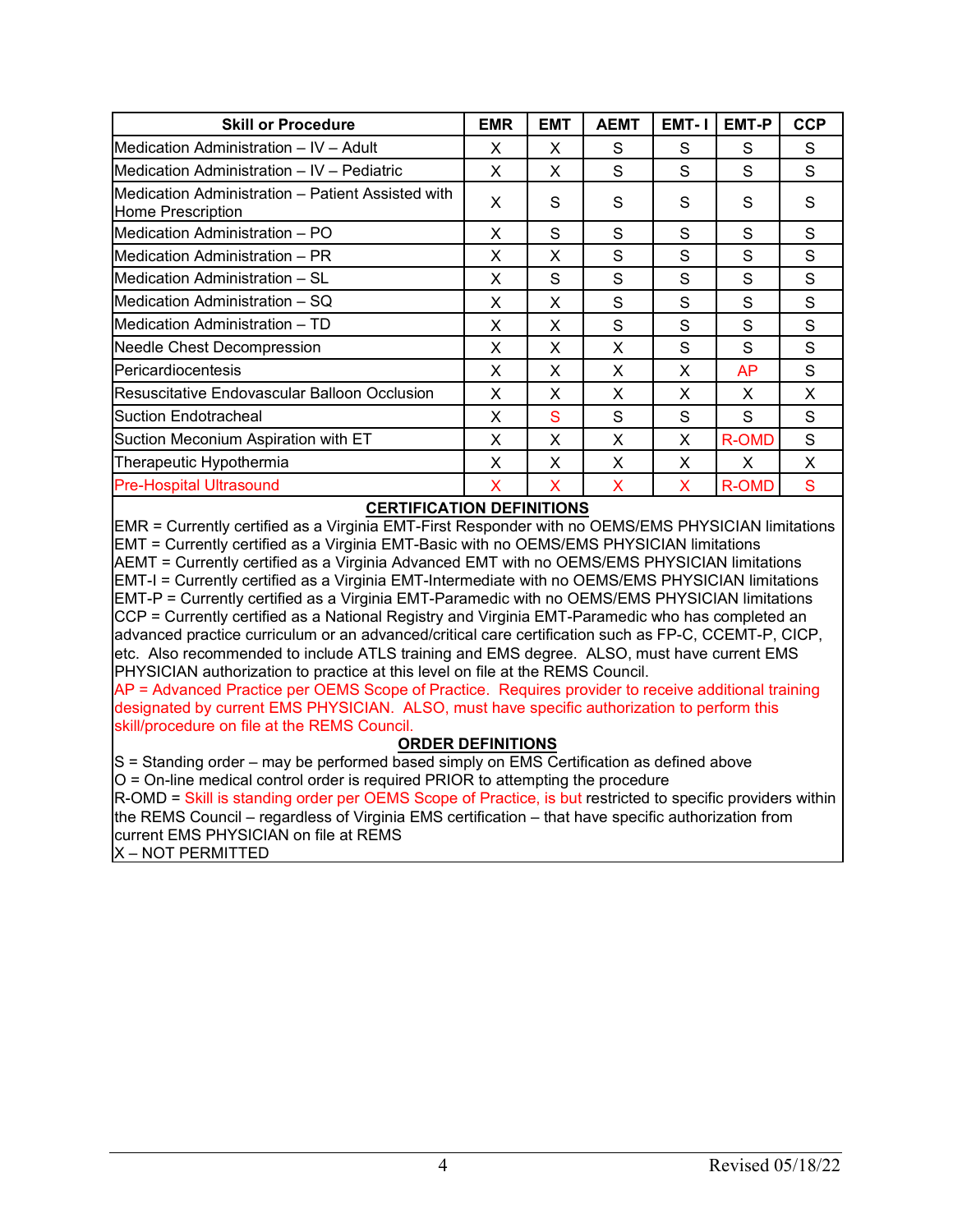| Skill or Procedure | EMR | EMT | AEMT | EMT- I | EMT-P | CCP |
|---|---|---|---|---|---|---|
| Medication Administration – IV – Adult | X | X | S | S | S | S |
| Medication Administration – IV – Pediatric | X | X | S | S | S | S |
| Medication Administration – Patient Assisted with Home Prescription | X | S | S | S | S | S |
| Medication Administration – PO | X | S | S | S | S | S |
| Medication Administration – PR | X | X | S | S | S | S |
| Medication Administration – SL | X | S | S | S | S | S |
| Medication Administration – SQ | X | X | S | S | S | S |
| Medication Administration – TD | X | X | S | S | S | S |
| Needle Chest Decompression | X | X | X | S | S | S |
| Pericardiocentesis | X | X | X | X | AP | S |
| Resuscitative Endovascular Balloon Occlusion | X | X | X | X | X | X |
| Suction Endotracheal | X | S | S | S | S | S |
| Suction Meconium Aspiration with ET | X | X | X | X | R-OMD | S |
| Therapeutic Hypothermia | X | X | X | X | X | X |
| Pre-Hospital Ultrasound | X | X | X | X | R-OMD | S |

**CERTIFICATION DEFINITIONS**

EMR = Currently certified as a Virginia EMT-First Responder with no OEMS/EMS PHYSICIAN limitations
EMT = Currently certified as a Virginia EMT-Basic with no OEMS/EMS PHYSICIAN limitations
AEMT = Currently certified as a Virginia Advanced EMT with no OEMS/EMS PHYSICIAN limitations
EMT-I = Currently certified as a Virginia EMT-Intermediate with no OEMS/EMS PHYSICIAN limitations
EMT-P = Currently certified as a Virginia EMT-Paramedic with no OEMS/EMS PHYSICIAN limitations
CCP = Currently certified as a National Registry and Virginia EMT-Paramedic who has completed an advanced practice curriculum or an advanced/critical care certification such as FP-C, CCEMT-P, CICP, etc. Also recommended to include ATLS training and EMS degree. ALSO, must have current EMS PHYSICIAN authorization to practice at this level on file at the REMS Council.
AP = Advanced Practice per OEMS Scope of Practice. Requires provider to receive additional training designated by current EMS PHYSICIAN. ALSO, must have specific authorization to perform this skill/procedure on file at the REMS Council.

**ORDER DEFINITIONS**

S = Standing order – may be performed based simply on EMS Certification as defined above
O = On-line medical control order is required PRIOR to attempting the procedure
R-OMD = Skill is standing order per OEMS Scope of Practice, is but restricted to specific providers within the REMS Council – regardless of Virginia EMS certification – that have specific authorization from current EMS PHYSICIAN on file at REMS
X – NOT PERMITTED

Revised 05/18/22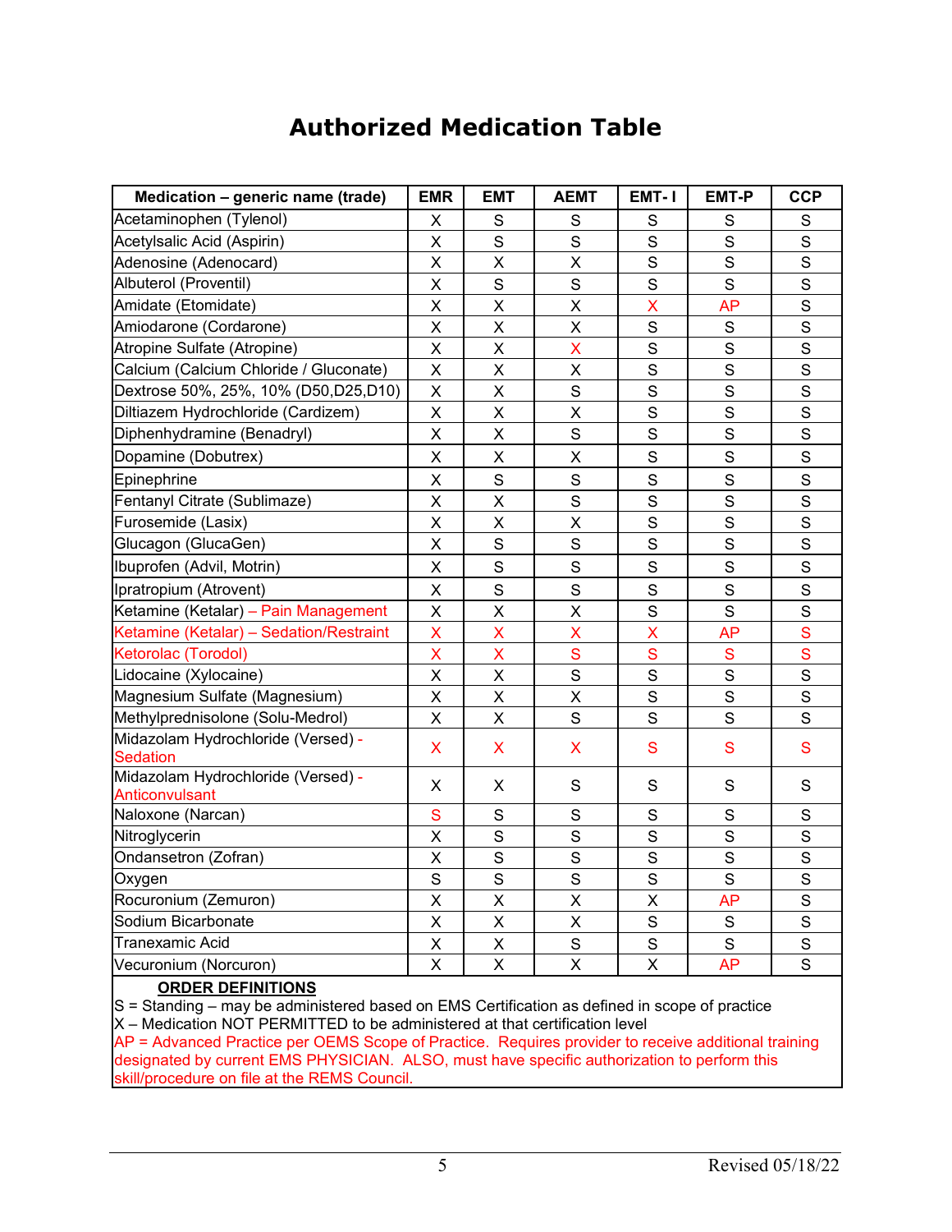# Authorized Medication Table

| Medication – generic name (trade) | EMR | EMT | AEMT | EMT- I | EMT-P | CCP |
|---|---|---|---|---|---|---|
| Acetaminophen (Tylenol) | X | S | S | S | S | S |
| Acetylsalic Acid (Aspirin) | X | S | S | S | S | S |
| Adenosine (Adenocard) | X | X | X | S | S | S |
| Albuterol (Proventil) | X | S | S | S | S | S |
| Amidate (Etomidate) | X | X | X | X | AP | S |
| Amiodarone (Cordarone) | X | X | X | S | S | S |
| Atropine Sulfate (Atropine) | X | X | X | S | S | S |
| Calcium (Calcium Chloride / Gluconate) | X | X | X | S | S | S |
| Dextrose 50%, 25%, 10% (D50,D25,D10) | X | X | S | S | S | S |
| Diltiazem Hydrochloride (Cardizem) | X | X | X | S | S | S |
| Diphenhydramine (Benadryl) | X | X | S | S | S | S |
| Dopamine (Dobutrex) | X | X | X | S | S | S |
| Epinephrine | X | S | S | S | S | S |
| Fentanyl Citrate (Sublimaze) | X | X | S | S | S | S |
| Furosemide (Lasix) | X | X | X | S | S | S |
| Glucagon (GlucaGen) | X | S | S | S | S | S |
| Ibuprofen (Advil, Motrin) | X | S | S | S | S | S |
| Ipratropium (Atrovent) | X | S | S | S | S | S |
| Ketamine (Ketalar) – Pain Management | X | X | X | S | S | S |
| Ketamine (Ketalar) – Sedation/Restraint | X | X | X | X | AP | S |
| Ketorolac (Torodol) | X | X | S | S | S | S |
| Lidocaine (Xylocaine) | X | X | S | S | S | S |
| Magnesium Sulfate (Magnesium) | X | X | X | S | S | S |
| Methylprednisolone (Solu-Medrol) | X | X | S | S | S | S |
| Midazolam Hydrochloride (Versed) - Sedation | X | X | X | S | S | S |
| Midazolam Hydrochloride (Versed) - Anticonvulsant | X | X | S | S | S | S |
| Naloxone (Narcan) | S | S | S | S | S | S |
| Nitroglycerin | X | S | S | S | S | S |
| Ondansetron (Zofran) | X | S | S | S | S | S |
| Oxygen | S | S | S | S | S | S |
| Rocuronium (Zemuron) | X | X | X | X | AP | S |
| Sodium Bicarbonate | X | X | X | S | S | S |
| Tranexamic Acid | X | X | S | S | S | S |
| Vecuronium (Norcuron) | X | X | X | X | AP | S |

**ORDER DEFINITIONS**

S = Standing – may be administered based on EMS Certification as defined in scope of practice

X – Medication NOT PERMITTED to be administered at that certification level

AP = Advanced Practice per OEMS Scope of Practice. Requires provider to receive additional training designated by current EMS PHYSICIAN. ALSO, must have specific authorization to perform this skill/procedure on file at the REMS Council.

Revised 05/18/22